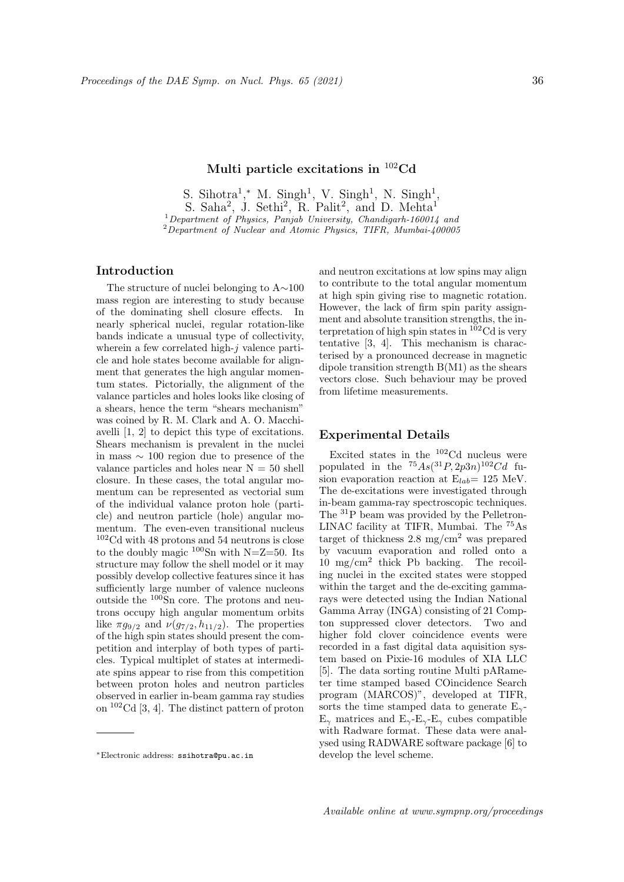# Multi particle excitations in $^{102}$Cd

S. Sihotra[1,*], M. Singh[1], V. Singh[1], N. Singh[1], S. Saha[2], J. Sethi[2], R. Palit[2], and D. Mehta[1]

[1] *Department of Physics, Panjab University, Chandigarh-160014 and*
[2] *Department of Nuclear and Atomic Physics, TIFR, Mumbai-400005*

## Introduction

The structure of nuclei belonging to A∼100 mass region are interesting to study because of the dominating shell closure effects. In nearly spherical nuclei, regular rotation-like bands indicate a unusual type of collectivity, wherein a few correlated high-$j$ valence particle and hole states become available for alignment that generates the high angular momentum states. Pictorially, the alignment of the valance particles and holes looks like closing of a shears, hence the term "shears mechanism" was coined by R. M. Clark and A. O. Macchiavelli [1, 2] to depict this type of excitations. Shears mechanism is prevalent in the nuclei in mass ∼ 100 region due to presence of the valance particles and holes near N = 50 shell closure. In these cases, the total angular momentum can be represented as vectorial sum of the individual valance proton hole (particle) and neutron particle (hole) angular momentum. The even-even transitional nucleus $^{102}$Cd with 48 protons and 54 neutrons is close to the doubly magic $^{100}$Sn with N=Z=50. Its structure may follow the shell model or it may possibly develop collective features since it has sufficiently large number of valence nucleons outside the $^{100}$Sn core. The protons and neutrons occupy high angular momentum orbits like $\pi g_{9/2}$ and $\nu(g_{7/2}, h_{11/2})$. The properties of the high spin states should present the competition and interplay of both types of particles. Typical multiplet of states at intermediate spins appear to rise from this competition between proton holes and neutron particles observed in earlier in-beam gamma ray studies on $^{102}$Cd [3, 4]. The distinct pattern of proton and neutron excitations at low spins may align to contribute to the total angular momentum at high spin giving rise to magnetic rotation. However, the lack of firm spin parity assignment and absolute transition strengths, the interpretation of high spin states in $^{102}$Cd is very tentative [3, 4]. This mechanism is characterised by a pronounced decrease in magnetic dipole transition strength B(M1) as the shears vectors close. Such behaviour may be proved from lifetime measurements.

## Experimental Details

Excited states in the $^{102}$Cd nucleus were populated in the $^{75}As(^{31}P, 2p3n)^{102}Cd$ fusion evaporation reaction at $E_{lab}$= 125 MeV. The de-excitations were investigated through in-beam gamma-ray spectroscopic techniques. The $^{31}$P beam was provided by the Pelletron-LINAC facility at TIFR, Mumbai. The $^{75}$As target of thickness 2.8 mg/cm$^2$ was prepared by vacuum evaporation and rolled onto a 10 mg/cm$^2$ thick Pb backing. The recoiling nuclei in the excited states were stopped within the target and the de-exciting gamma-rays were detected using the Indian National Gamma Array (INGA) consisting of 21 Compton suppressed clover detectors. Two and higher fold clover coincidence events were recorded in a fast digital data aquisition system based on Pixie-16 modules of XIA LLC [5]. The data sorting routine Multi pARameter time stamped based COincidence Search program (MARCOS)", developed at TIFR, sorts the time stamped data to generate $E_\gamma$-$E_\gamma$ matrices and $E_\gamma$-$E_\gamma$-$E_\gamma$ cubes compatible with Radware format. These data were analysed using RADWARE software package [6] to develop the level scheme.

*Electronic address: ssihotra@pu.ac.in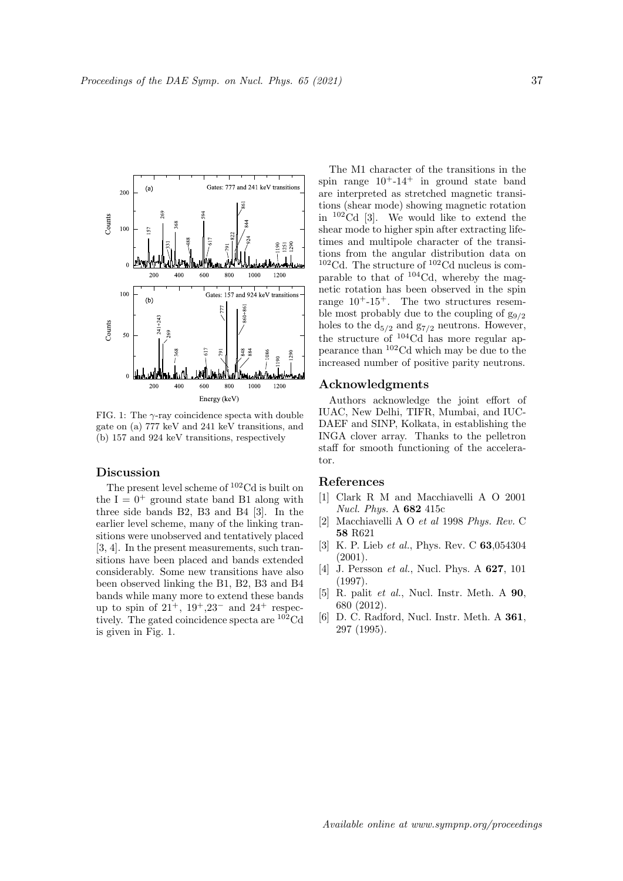(a)

Gates: 777 and 241 keV transitions

Counts

200

100

0

157

269

331

368

488

594

617

791

822

861

844

924

1190

1251

1290

(b)

Gates: 157 and 924 keV transitions

Counts

100

50

0

241+243

269

368

617

777

791

860+861

848

884

1086

1190

1290

200 400 600 800 1000 1200

Energy (keV)

FIG. 1: The $\gamma$-ray coincidence specta with double gate on (a) 777 keV and 241 keV transitions, and (b) 157 and 924 keV transitions, respectively

## Discussion

The present level scheme of $^{102}$Cd is built on the $I = 0^+$ ground state band B1 along with three side bands B2, B3 and B4 [3]. In the earlier level scheme, many of the linking transitions were unobserved and tentatively placed [3, 4]. In the present measurements, such transitions have been placed and bands extended considerably. Some new transitions have also been observed linking the B1, B2, B3 and B4 bands while many more to extend these bands up to spin of $21^+$, $19^+$,$23^-$ and $24^+$ respectively. The gated coincidence specta are $^{102}$Cd is given in Fig. 1.

The M1 character of the transitions in the spin range $10^+$-$14^+$ in ground state band are interpreted as stretched magnetic transitions (shear mode) showing magnetic rotation in $^{102}$Cd [3]. We would like to extend the shear mode to higher spin after extracting lifetimes and multipole character of the transitions from the angular distribution data on $^{102}$Cd. The structure of $^{102}$Cd nucleus is comparable to that of $^{104}$Cd, whereby the magnetic rotation has been observed in the spin range $10^+$-$15^+$. The two structures resemble most probably due to the coupling of $g_{9/2}$ holes to the $d_{5/2}$ and $g_{7/2}$ neutrons. However, the structure of $^{104}$Cd has more regular appearance than $^{102}$Cd which may be due to the increased number of positive parity neutrons.

## Acknowledgments

Authors acknowledge the joint effort of IUAC, New Delhi, TIFR, Mumbai, and IUC-DAEF and SINP, Kolkata, in establishing the INGA clover array. Thanks to the pelletron staff for smooth functioning of the accelerator.

## References

[1] Clark R M and Macchiavelli A O 2001 *Nucl. Phys.* A **682** 415c

[2] Macchiavelli A O *et al* 1998 *Phys. Rev.* C **58** R621

[3] K. P. Lieb *et al.*, Phys. Rev. C **63**,054304 (2001).

[4] J. Persson *et al.*, Nucl. Phys. A **627**, 101 (1997).

[5] R. palit *et al.*, Nucl. Instr. Meth. A **90**, 680 (2012).

[6] D. C. Radford, Nucl. Instr. Meth. A **361**, 297 (1995).